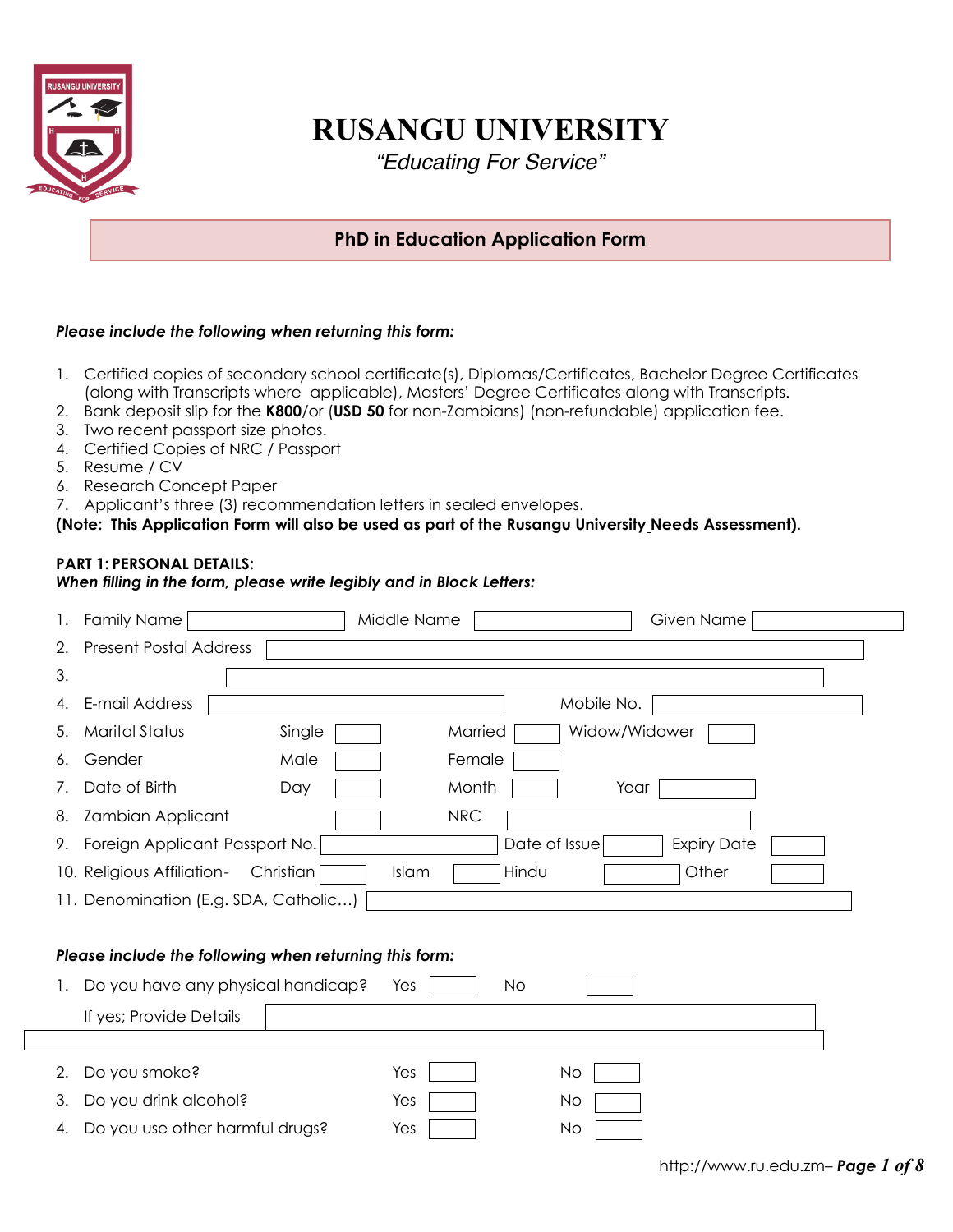# RUSANGU UNIVERSITY

*"Educating For Service"*

## PhD in Education Application Form

***Please include the following when returning this form:***

1. Certified copies of secondary school certificate(s), Diplomas/Certificates, Bachelor Degree Certificates (along with Transcripts where applicable), Masters' Degree Certificates along with Transcripts.
2. Bank deposit slip for the **K800**/or (**USD 50** for non-Zambians) (non-refundable) application fee.
3. Two recent passport size photos.
4. Certified Copies of NRC / Passport
5. Resume / CV
6. Research Concept Paper
7. Applicant's three (3) recommendation letters in sealed envelopes.

**(Note: This Application Form will also be used as part of the Rusangu University Needs Assessment).**

**PART 1: PERSONAL DETAILS:**
***When filling in the form, please write legibly and in Block Letters:***

1. Family Name ________ Middle Name ________ Given Name ________
2. Present Postal Address ________
3. ________
4. E-mail Address ________ Mobile No. ________
5. Marital Status — Single [ ] Married [ ] Widow/Widower [ ]
6. Gender — Male [ ] Female [ ]
7. Date of Birth — Day [ ] Month [ ] Year [ ]
8. Zambian Applicant [ ] NRC ________
9. Foreign Applicant Passport No. ________ Date of Issue ________ Expiry Date ________
10. Religious Affiliation- Christian [ ] Islam [ ] Hindu [ ] Other [ ]
11. Denomination (E.g. SDA, Catholic…) ________

***Please include the following when returning this form:***

1. Do you have any physical handicap? Yes [ ] No [ ]

   If yes; Provide Details ________

   ________

2. Do you smoke? Yes [ ] No [ ]
3. Do you drink alcohol? Yes [ ] No [ ]
4. Do you use other harmful drugs? Yes [ ] No [ ]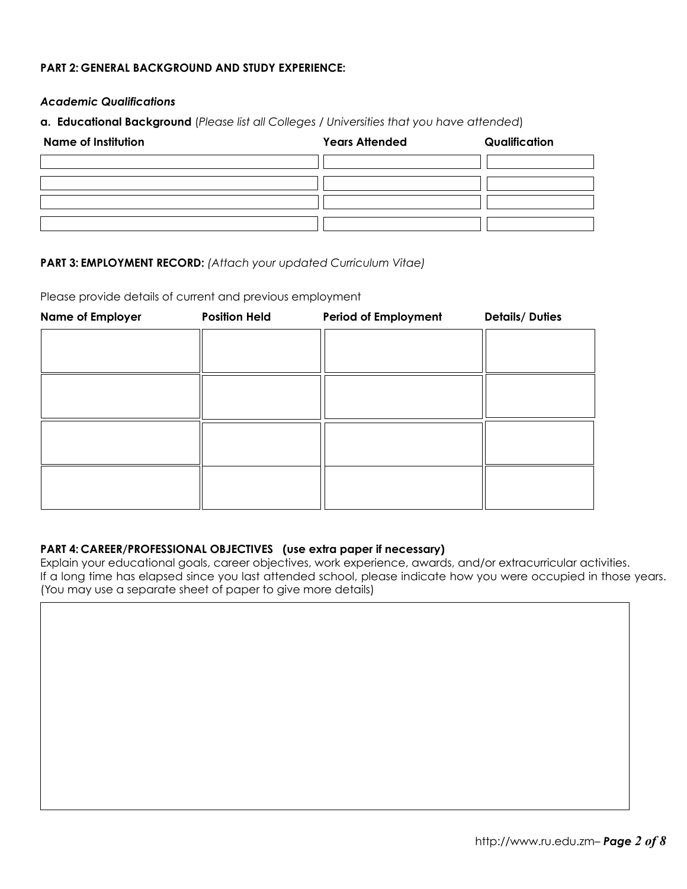**PART 2: GENERAL BACKGROUND AND STUDY EXPERIENCE:**

***Academic Qualifications***

**a. Educational Background** (*Please list all Colleges / Universities that you have attended*)

| Name of Institution | Years Attended | Qualification |
|---|---|---|
| | | |
| | | |
| | | |
| | | |

**PART 3: EMPLOYMENT RECORD:** *(Attach your updated Curriculum Vitae)*

Please provide details of current and previous employment

| Name of Employer | Position Held | Period of Employment | Details/ Duties |
|---|---|---|---|
| | | | |
| | | | |
| | | | |
| | | | |

**PART 4: CAREER/PROFESSIONAL OBJECTIVES (use extra paper if necessary)**

Explain your educational goals, career objectives, work experience, awards, and/or extracurricular activities. If a long time has elapsed since you last attended school, please indicate how you were occupied in those years. (You may use a separate sheet of paper to give more details)

| |
|---|
| |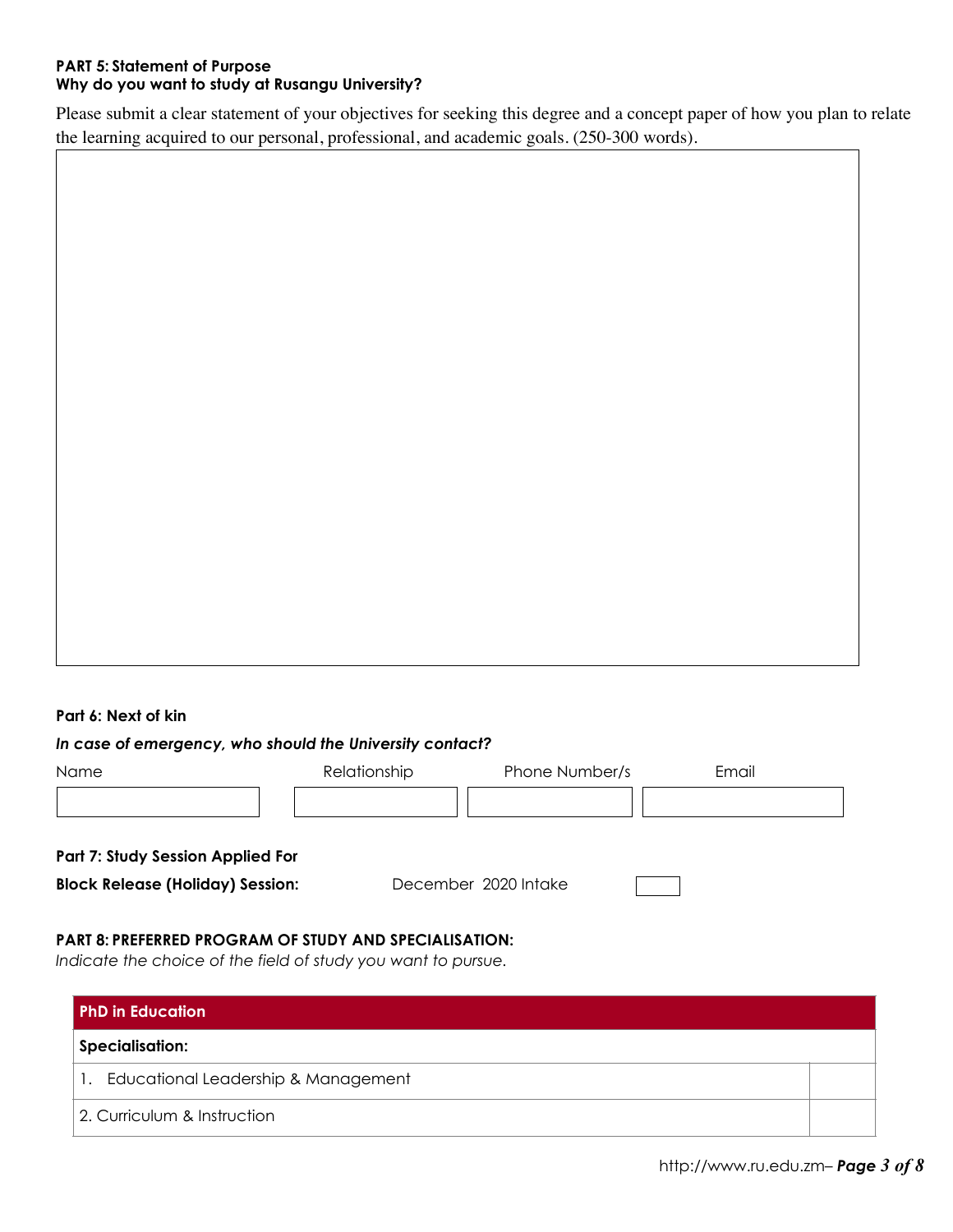**PART 5: Statement of Purpose**
**Why do you want to study at Rusangu University?**

Please submit a clear statement of your objectives for seeking this degree and a concept paper of how you plan to relate the learning acquired to our personal, professional, and academic goals. (250-300 words).

**Part 6: Next of kin**

***In case of emergency, who should the University contact?***

| Name | Relationship | Phone Number/s | Email |
|---|---|---|---|
| | | | |

**Part 7: Study Session Applied For**

**Block Release (Holiday) Session:** December 2020 Intake [ ]

**PART 8: PREFERRED PROGRAM OF STUDY AND SPECIALISATION:**

*Indicate the choice of the field of study you want to pursue.*

| **PhD in Education** | |
|---|---|
| **Specialisation:** | |
| 1. Educational Leadership & Management | |
| 2. Curriculum & Instruction | |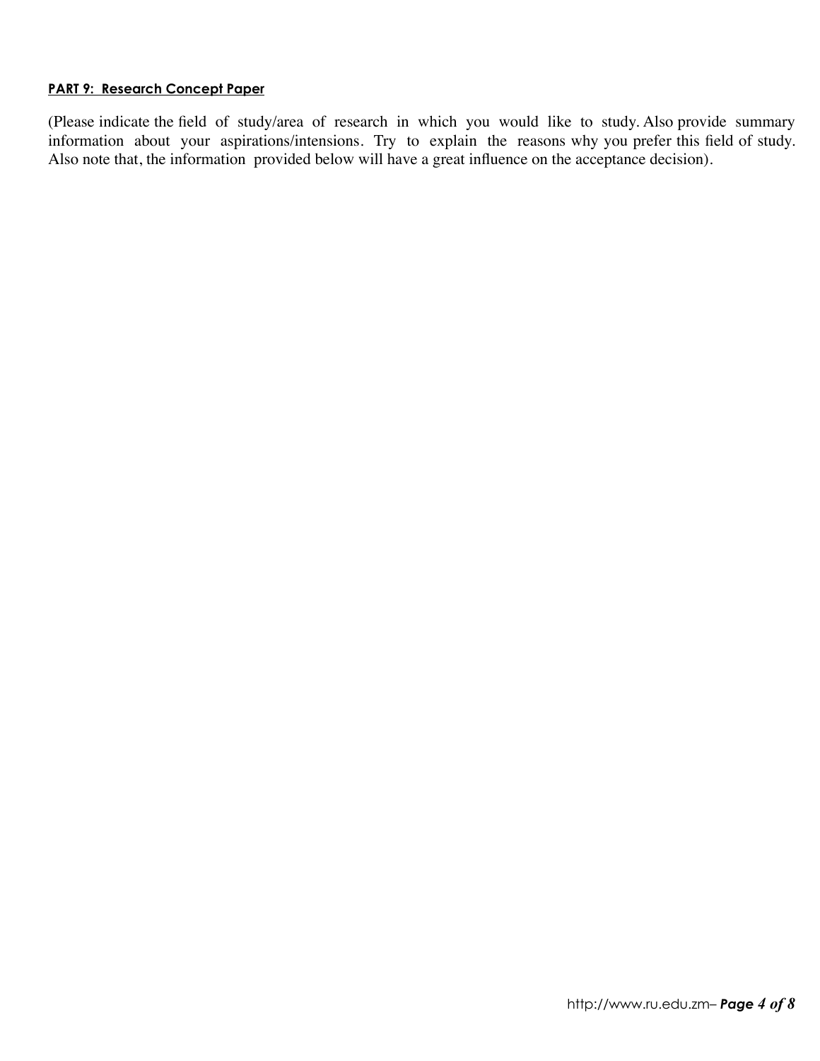**PART 9: Research Concept Paper**

(Please indicate the field of study/area of research in which you would like to study. Also provide summary information about your aspirations/intensions. Try to explain the reasons why you prefer this field of study. Also note that, the information provided below will have a great influence on the acceptance decision).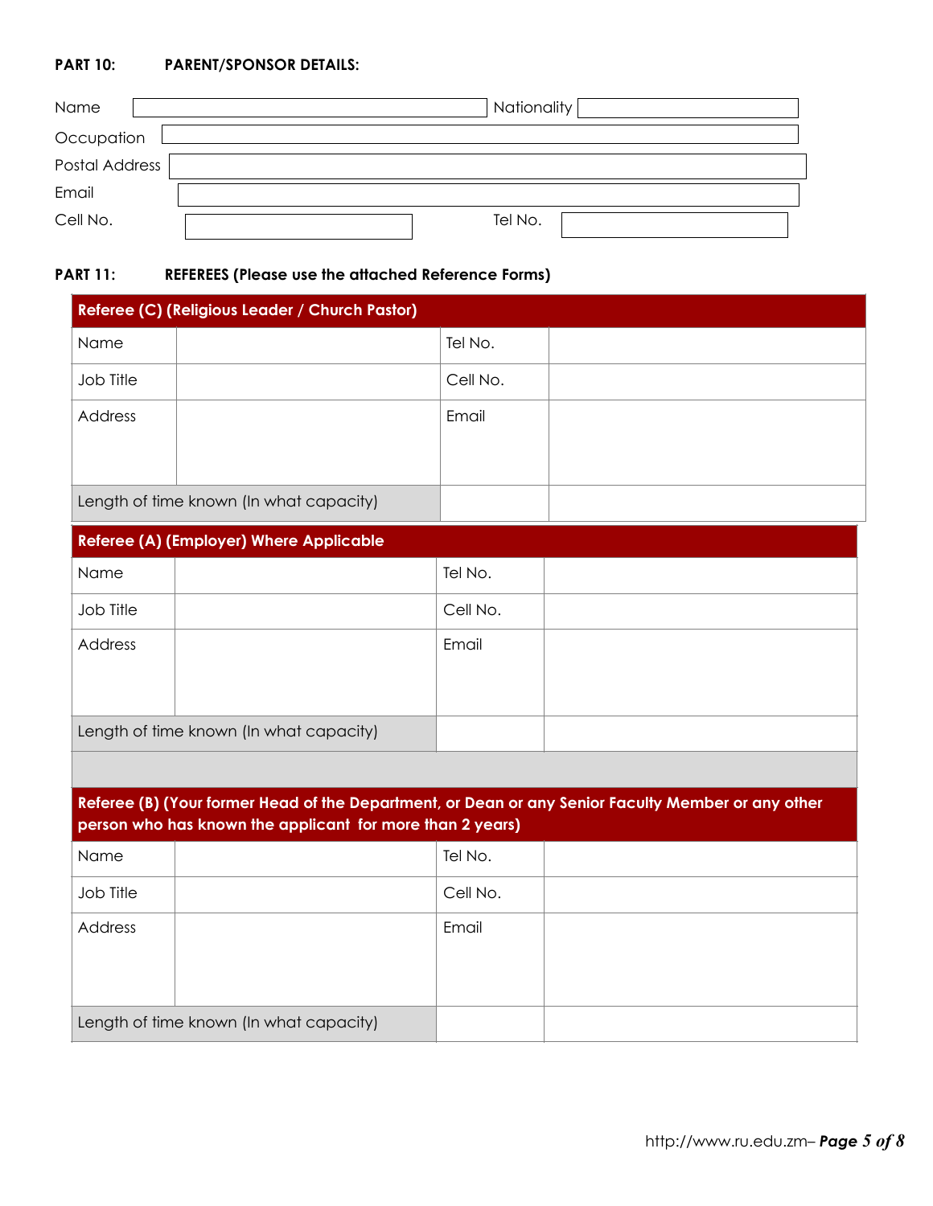**PART 10: PARENT/SPONSOR DETAILS:**

| Field | | Field | |
|---|---|---|---|
| Name | | Nationality | |
| Occupation | | | |
| Postal Address | | | |
| Email | | | |
| Cell No. | | Tel No. | |

**PART 11: REFEREES (Please use the attached Reference Forms)**

| **Referee (C) (Religious Leader / Church Pastor)** | | | |
|---|---|---|---|
| Name | | Tel No. | |
| Job Title | | Cell No. | |
| Address | | Email | |
| Length of time known (In what capacity) | | | |

| **Referee (A) (Employer) Where Applicable** | | | |
|---|---|---|---|
| Name | | Tel No. | |
| Job Title | | Cell No. | |
| Address | | Email | |
| Length of time known (In what capacity) | | | |

| **Referee (B) (Your former Head of the Department, or Dean or any Senior Faculty Member or any other person who has known the applicant for more than 2 years)** | | | |
|---|---|---|---|
| Name | | Tel No. | |
| Job Title | | Cell No. | |
| Address | | Email | |
| Length of time known (In what capacity) | | | |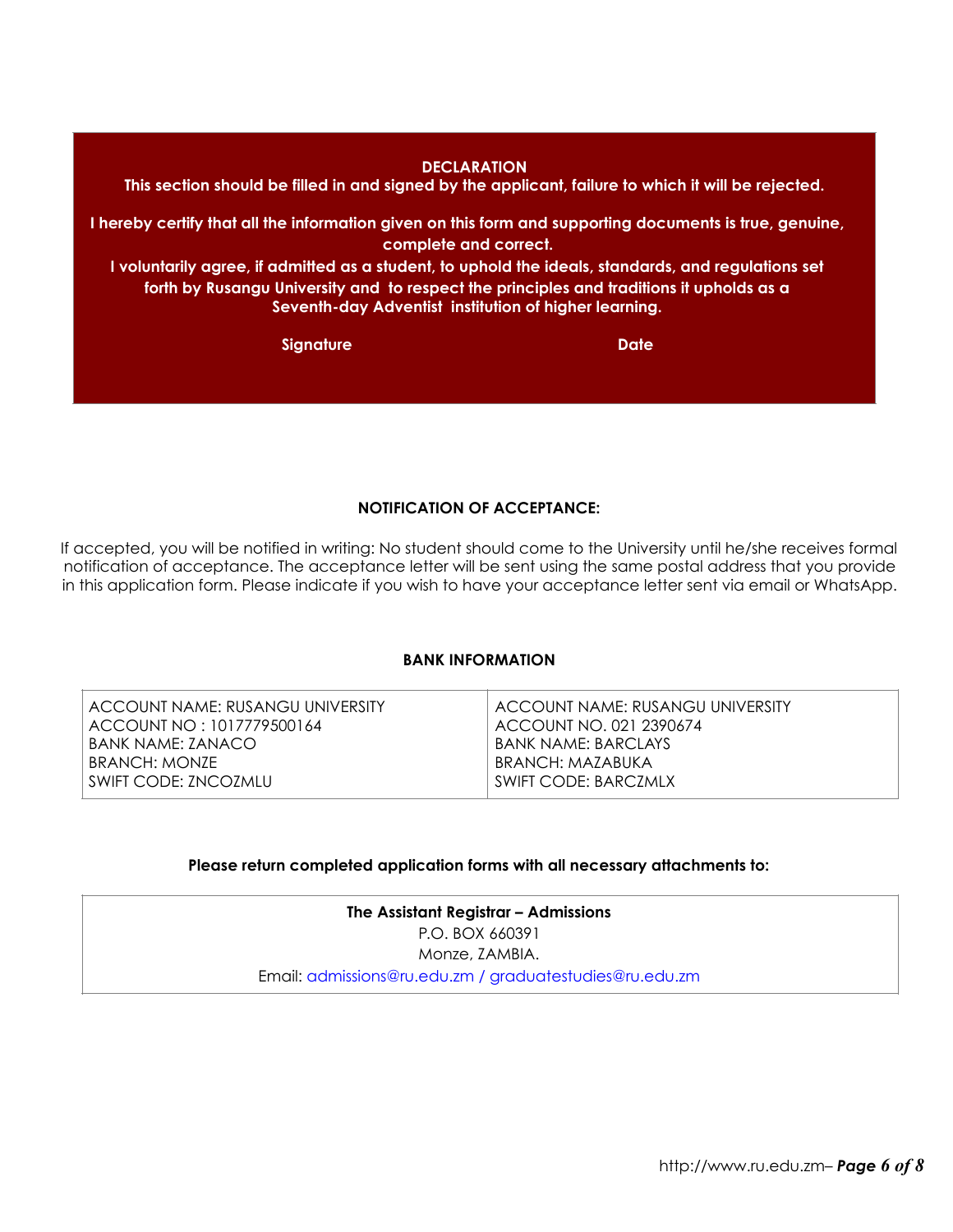**DECLARATION**

**This section should be filled in and signed by the applicant, failure to which it will be rejected.**

**I hereby certify that all the information given on this form and supporting documents is true, genuine, complete and correct.**

**I voluntarily agree, if admitted as a student, to uphold the ideals, standards, and regulations set forth by Rusangu University and to respect the principles and traditions it upholds as a Seventh-day Adventist institution of higher learning.**

**Signature** **Date**

**NOTIFICATION OF ACCEPTANCE:**

If accepted, you will be notified in writing: No student should come to the University until he/she receives formal notification of acceptance. The acceptance letter will be sent using the same postal address that you provide in this application form. Please indicate if you wish to have your acceptance letter sent via email or WhatsApp.

**BANK INFORMATION**

| | |
|---|---|
| ACCOUNT NAME: RUSANGU UNIVERSITY<br>ACCOUNT NO : 1017779500164<br>BANK NAME: ZANACO<br>BRANCH: MONZE<br>SWIFT CODE: ZNCOZMLU | ACCOUNT NAME: RUSANGU UNIVERSITY<br>ACCOUNT NO. 021 2390674<br>BANK NAME: BARCLAYS<br>BRANCH: MAZABUKA<br>SWIFT CODE: BARCZMLX |

**Please return completed application forms with all necessary attachments to:**

**The Assistant Registrar – Admissions**
P.O. BOX 660391
Monze, ZAMBIA.
Email: admissions@ru.edu.zm / graduatestudies@ru.edu.zm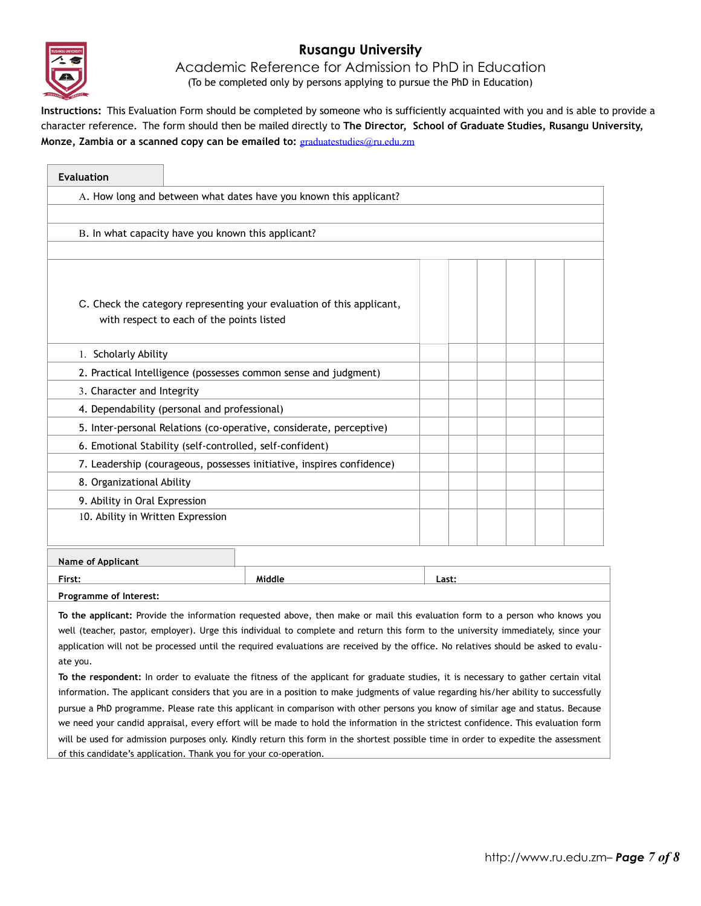# Rusangu University

## Academic Reference for Admission to PhD in Education

(To be completed only by persons applying to pursue the PhD in Education)

**Instructions:** This Evaluation Form should be completed by someone who is sufficiently acquainted with you and is able to provide a character reference. The form should then be mailed directly to **The Director, School of Graduate Studies, Rusangu University, Monze, Zambia or a scanned copy can be emailed to:** graduatestudies@ru.edu.zm

**Evaluation**

A. How long and between what dates have you known this applicant?

B. In what capacity have you known this applicant?

| C. Check the category representing your evaluation of this applicant, with respect to each of the points listed | | | | | | |
|---|---|---|---|---|---|---|
| 1. Scholarly Ability | | | | | | |
| 2. Practical Intelligence (possesses common sense and judgment) | | | | | | |
| 3. Character and Integrity | | | | | | |
| 4. Dependability (personal and professional) | | | | | | |
| 5. Inter-personal Relations (co-operative, considerate, perceptive) | | | | | | |
| 6. Emotional Stability (self-controlled, self-confident) | | | | | | |
| 7. Leadership (courageous, possesses initiative, inspires confidence) | | | | | | |
| 8. Organizational Ability | | | | | | |
| 9. Ability in Oral Expression | | | | | | |
| 10. Ability in Written Expression | | | | | | |

**Name of Applicant**

| **First:** | **Middle** | **Last:** |
|---|---|---|

**Programme of Interest:**

**To the applicant:** Provide the information requested above, then make or mail this evaluation form to a person who knows you well (teacher, pastor, employer). Urge this individual to complete and return this form to the university immediately, since your application will not be processed until the required evaluations are received by the office. No relatives should be asked to evaluate you.

**To the respondent:** In order to evaluate the fitness of the applicant for graduate studies, it is necessary to gather certain vital information. The applicant considers that you are in a position to make judgments of value regarding his/her ability to successfully pursue a PhD programme. Please rate this applicant in comparison with other persons you know of similar age and status. Because we need your candid appraisal, every effort will be made to hold the information in the strictest confidence. This evaluation form will be used for admission purposes only. Kindly return this form in the shortest possible time in order to expedite the assessment of this candidate's application. Thank you for your co-operation.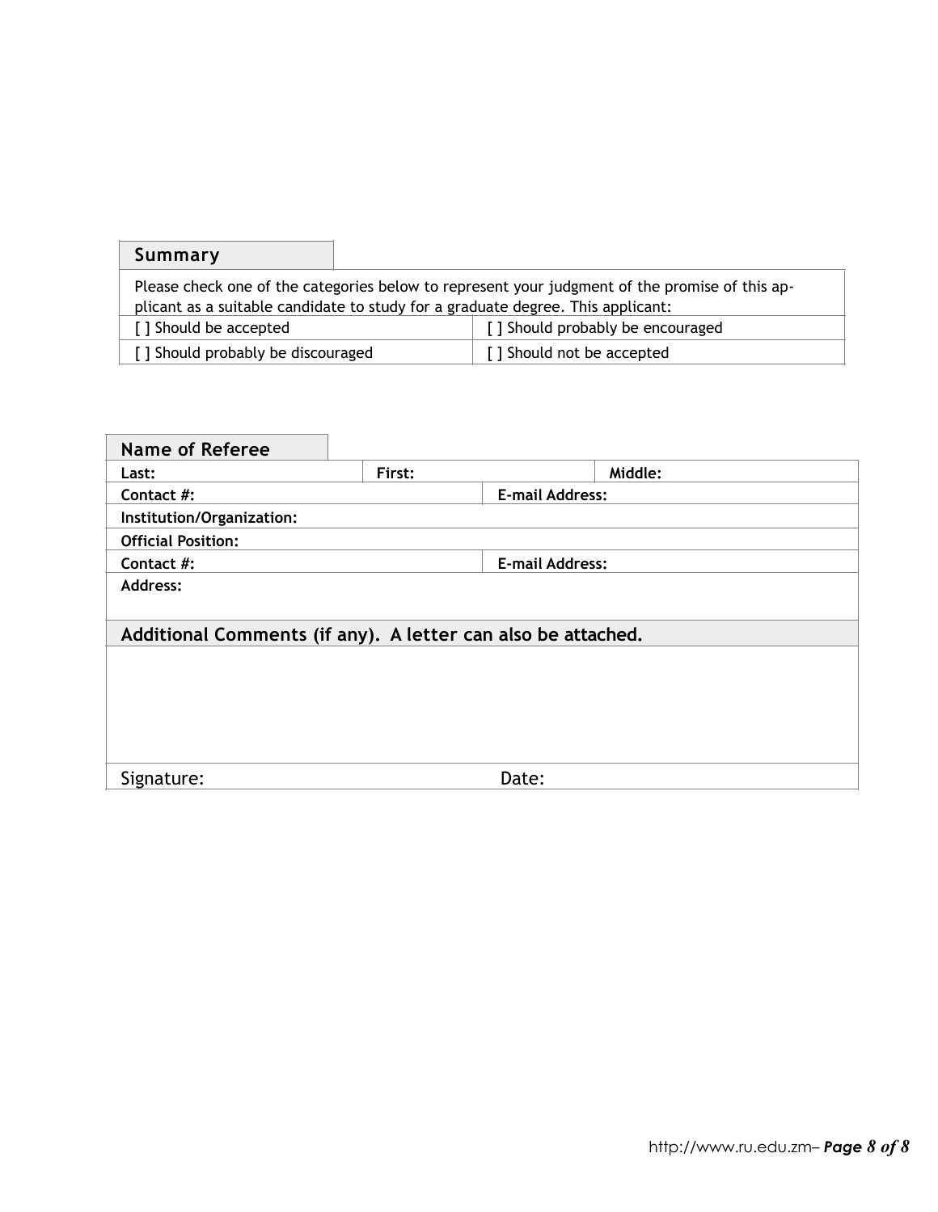## Summary

Please check one of the categories below to represent your judgment of the promise of this applicant as a suitable candidate to study for a graduate degree. This applicant:

| | |
|---|---|
| [ ] Should be accepted | [ ] Should probably be encouraged |
| [ ] Should probably be discouraged | [ ] Should not be accepted |

## Name of Referee

| | | |
|---|---|---|
| **Last:** | **First:** | **Middle:** |
| **Contact #:** | **E-mail Address:** | |
| **Institution/Organization:** | | |
| **Official Position:** | | |
| **Contact #:** | **E-mail Address:** | |
| **Address:** | | |

## Additional Comments (if any). A letter can also be attached.

Signature: Date: